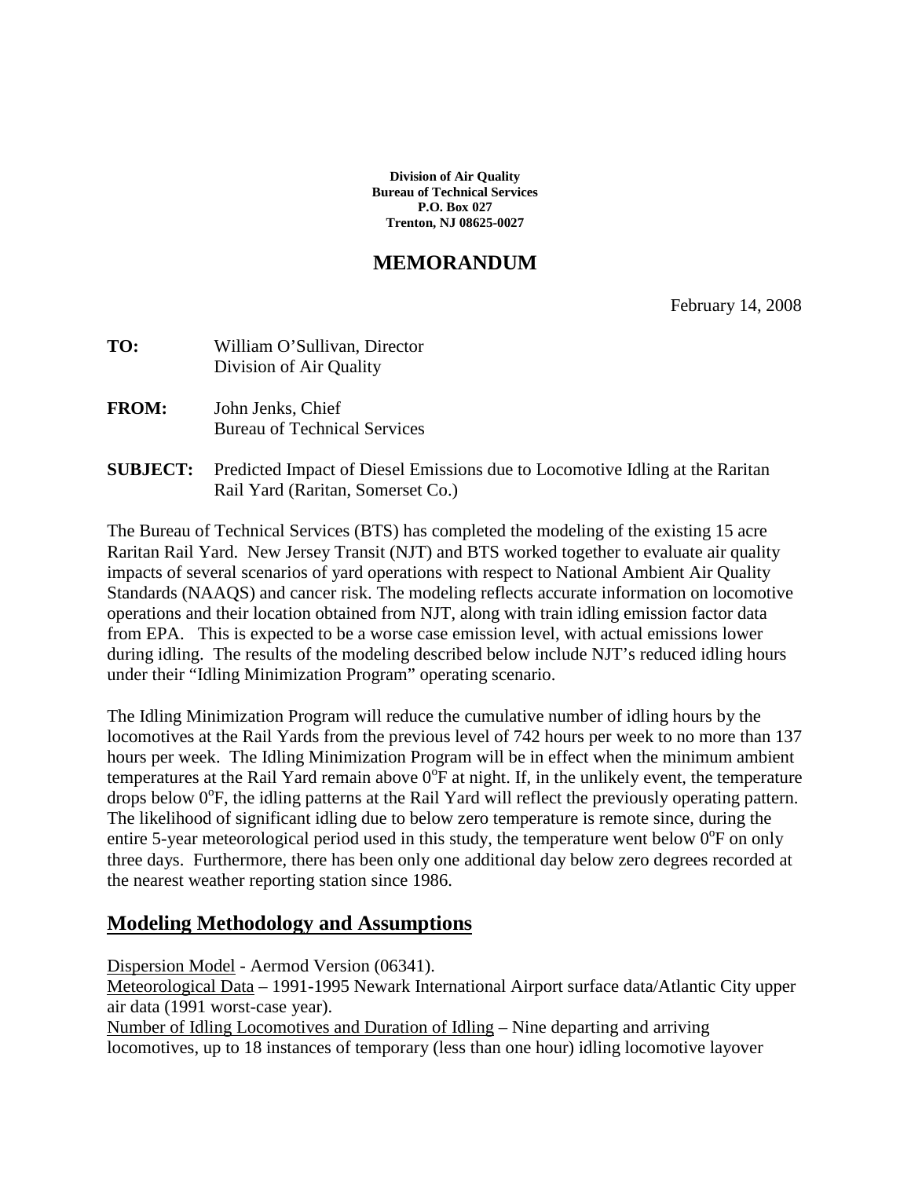**Division of Air Quality**
**Bureau of Technical Services**
**P.O. Box 027**
**Trenton, NJ 08625-0027**

# MEMORANDUM

February 14, 2008

**TO:** William O'Sullivan, Director
Division of Air Quality

**FROM:** John Jenks, Chief
Bureau of Technical Services

**SUBJECT:** Predicted Impact of Diesel Emissions due to Locomotive Idling at the Raritan Rail Yard (Raritan, Somerset Co.)

The Bureau of Technical Services (BTS) has completed the modeling of the existing 15 acre Raritan Rail Yard. New Jersey Transit (NJT) and BTS worked together to evaluate air quality impacts of several scenarios of yard operations with respect to National Ambient Air Quality Standards (NAAQS) and cancer risk. The modeling reflects accurate information on locomotive operations and their location obtained from NJT, along with train idling emission factor data from EPA. This is expected to be a worse case emission level, with actual emissions lower during idling. The results of the modeling described below include NJT's reduced idling hours under their "Idling Minimization Program" operating scenario.

The Idling Minimization Program will reduce the cumulative number of idling hours by the locomotives at the Rail Yards from the previous level of 742 hours per week to no more than 137 hours per week. The Idling Minimization Program will be in effect when the minimum ambient temperatures at the Rail Yard remain above $0^{o}$F at night. If, in the unlikely event, the temperature drops below $0^{o}$F, the idling patterns at the Rail Yard will reflect the previously operating pattern. The likelihood of significant idling due to below zero temperature is remote since, during the entire 5-year meteorological period used in this study, the temperature went below $0^{o}$F on only three days. Furthermore, there has been only one additional day below zero degrees recorded at the nearest weather reporting station since 1986.

## Modeling Methodology and Assumptions

Dispersion Model - Aermod Version (06341).
Meteorological Data – 1991-1995 Newark International Airport surface data/Atlantic City upper air data (1991 worst-case year).
Number of Idling Locomotives and Duration of Idling – Nine departing and arriving locomotives, up to 18 instances of temporary (less than one hour) idling locomotive layover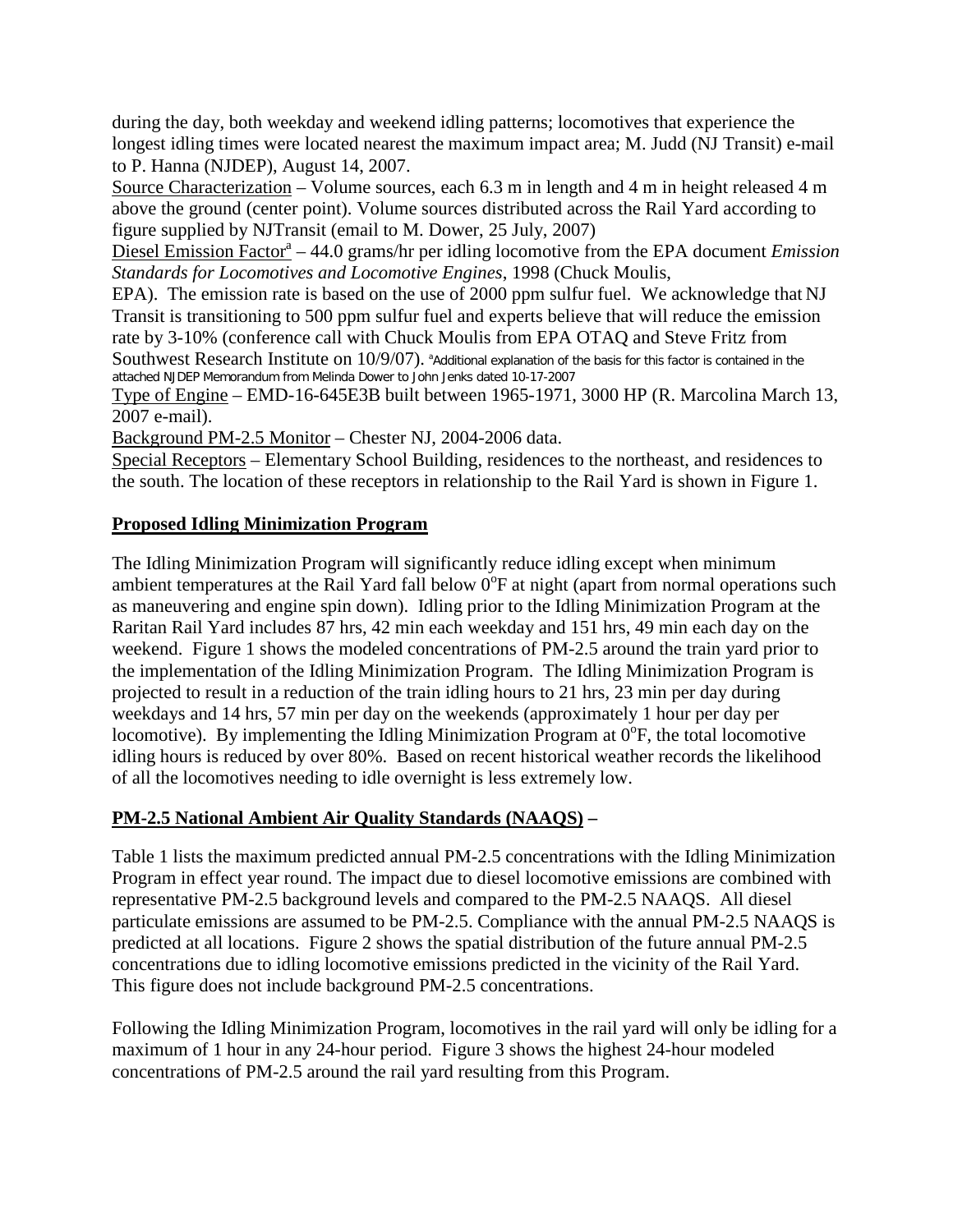during the day, both weekday and weekend idling patterns; locomotives that experience the longest idling times were located nearest the maximum impact area; M. Judd (NJ Transit) e-mail to P. Hanna (NJDEP), August 14, 2007.

Source Characterization – Volume sources, each 6.3 m in length and 4 m in height released 4 m above the ground (center point). Volume sources distributed across the Rail Yard according to figure supplied by NJTransit (email to M. Dower, 25 July, 2007)

Diesel Emission Factor[a] – 44.0 grams/hr per idling locomotive from the EPA document *Emission Standards for Locomotives and Locomotive Engines*, 1998 (Chuck Moulis, EPA). The emission rate is based on the use of 2000 ppm sulfur fuel. We acknowledge that NJ Transit is transitioning to 500 ppm sulfur fuel and experts believe that will reduce the emission rate by 3-10% (conference call with Chuck Moulis from EPA OTAQ and Steve Fritz from Southwest Research Institute on 10/9/07). [a]Additional explanation of the basis for this factor is contained in the attached NJDEP Memorandum from Melinda Dower to John Jenks dated 10-17-2007

Type of Engine – EMD-16-645E3B built between 1965-1971, 3000 HP (R. Marcolina March 13, 2007 e-mail).

Background PM-2.5 Monitor – Chester NJ, 2004-2006 data.

Special Receptors – Elementary School Building, residences to the northeast, and residences to the south. The location of these receptors in relationship to the Rail Yard is shown in Figure 1.

## Proposed Idling Minimization Program

The Idling Minimization Program will significantly reduce idling except when minimum ambient temperatures at the Rail Yard fall below $0^oF$ at night (apart from normal operations such as maneuvering and engine spin down). Idling prior to the Idling Minimization Program at the Raritan Rail Yard includes 87 hrs, 42 min each weekday and 151 hrs, 49 min each day on the weekend. Figure 1 shows the modeled concentrations of PM-2.5 around the train yard prior to the implementation of the Idling Minimization Program. The Idling Minimization Program is projected to result in a reduction of the train idling hours to 21 hrs, 23 min per day during weekdays and 14 hrs, 57 min per day on the weekends (approximately 1 hour per day per locomotive). By implementing the Idling Minimization Program at $0^oF$, the total locomotive idling hours is reduced by over 80%. Based on recent historical weather records the likelihood of all the locomotives needing to idle overnight is less extremely low.

## PM-2.5 National Ambient Air Quality Standards (NAAQS) –

Table 1 lists the maximum predicted annual PM-2.5 concentrations with the Idling Minimization Program in effect year round. The impact due to diesel locomotive emissions are combined with representative PM-2.5 background levels and compared to the PM-2.5 NAAQS. All diesel particulate emissions are assumed to be PM-2.5. Compliance with the annual PM-2.5 NAAQS is predicted at all locations. Figure 2 shows the spatial distribution of the future annual PM-2.5 concentrations due to idling locomotive emissions predicted in the vicinity of the Rail Yard. This figure does not include background PM-2.5 concentrations.

Following the Idling Minimization Program, locomotives in the rail yard will only be idling for a maximum of 1 hour in any 24-hour period. Figure 3 shows the highest 24-hour modeled concentrations of PM-2.5 around the rail yard resulting from this Program.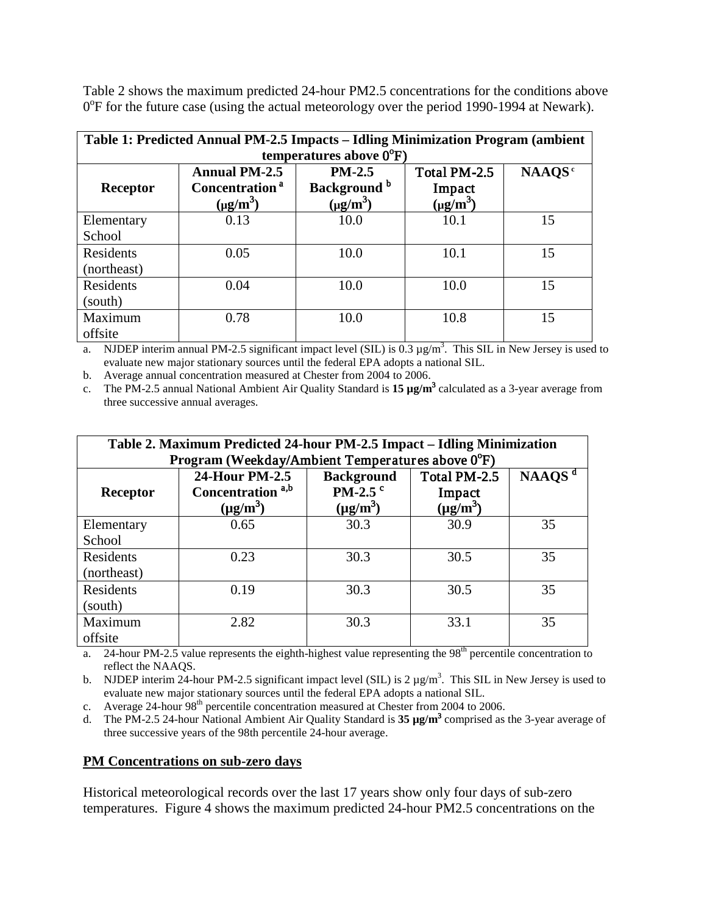Table 2 shows the maximum predicted 24-hour PM2.5 concentrations for the conditions above 0°F for the future case (using the actual meteorology over the period 1990-1994 at Newark).

**Table 1: Predicted Annual PM-2.5 Impacts – Idling Minimization Program (ambient temperatures above 0°F)**

| Receptor | Annual PM-2.5 Concentration [a] (μg/m³) | PM-2.5 Background [b] (μg/m³) | Total PM-2.5 Impact (μg/m³) | NAAQS [c] |
|---|---|---|---|---|
| Elementary School | 0.13 | 10.0 | 10.1 | 15 |
| Residents (northeast) | 0.05 | 10.0 | 10.1 | 15 |
| Residents (south) | 0.04 | 10.0 | 10.0 | 15 |
| Maximum offsite | 0.78 | 10.0 | 10.8 | 15 |

a. NJDEP interim annual PM-2.5 significant impact level (SIL) is 0.3 μg/m³. This SIL in New Jersey is used to evaluate new major stationary sources until the federal EPA adopts a national SIL.

b. Average annual concentration measured at Chester from 2004 to 2006.

c. The PM-2.5 annual National Ambient Air Quality Standard is **15 μg/m³** calculated as a 3-year average from three successive annual averages.

**Table 2. Maximum Predicted 24-hour PM-2.5 Impact – Idling Minimization Program (Weekday/Ambient Temperatures above 0°F)**

| Receptor | 24-Hour PM-2.5 Concentration [a,b] (μg/m³) | Background PM-2.5 [c] (μg/m³) | Total PM-2.5 Impact (μg/m³) | NAAQS [d] |
|---|---|---|---|---|
| Elementary School | 0.65 | 30.3 | 30.9 | 35 |
| Residents (northeast) | 0.23 | 30.3 | 30.5 | 35 |
| Residents (south) | 0.19 | 30.3 | 30.5 | 35 |
| Maximum offsite | 2.82 | 30.3 | 33.1 | 35 |

a. 24-hour PM-2.5 value represents the eighth-highest value representing the 98th percentile concentration to reflect the NAAQS.

b. NJDEP interim 24-hour PM-2.5 significant impact level (SIL) is 2 μg/m³. This SIL in New Jersey is used to evaluate new major stationary sources until the federal EPA adopts a national SIL.

c. Average 24-hour 98th percentile concentration measured at Chester from 2004 to 2006.

d. The PM-2.5 24-hour National Ambient Air Quality Standard is **35 μg/m³** comprised as the 3-year average of three successive years of the 98th percentile 24-hour average.

**PM Concentrations on sub-zero days**

Historical meteorological records over the last 17 years show only four days of sub-zero temperatures. Figure 4 shows the maximum predicted 24-hour PM2.5 concentrations on the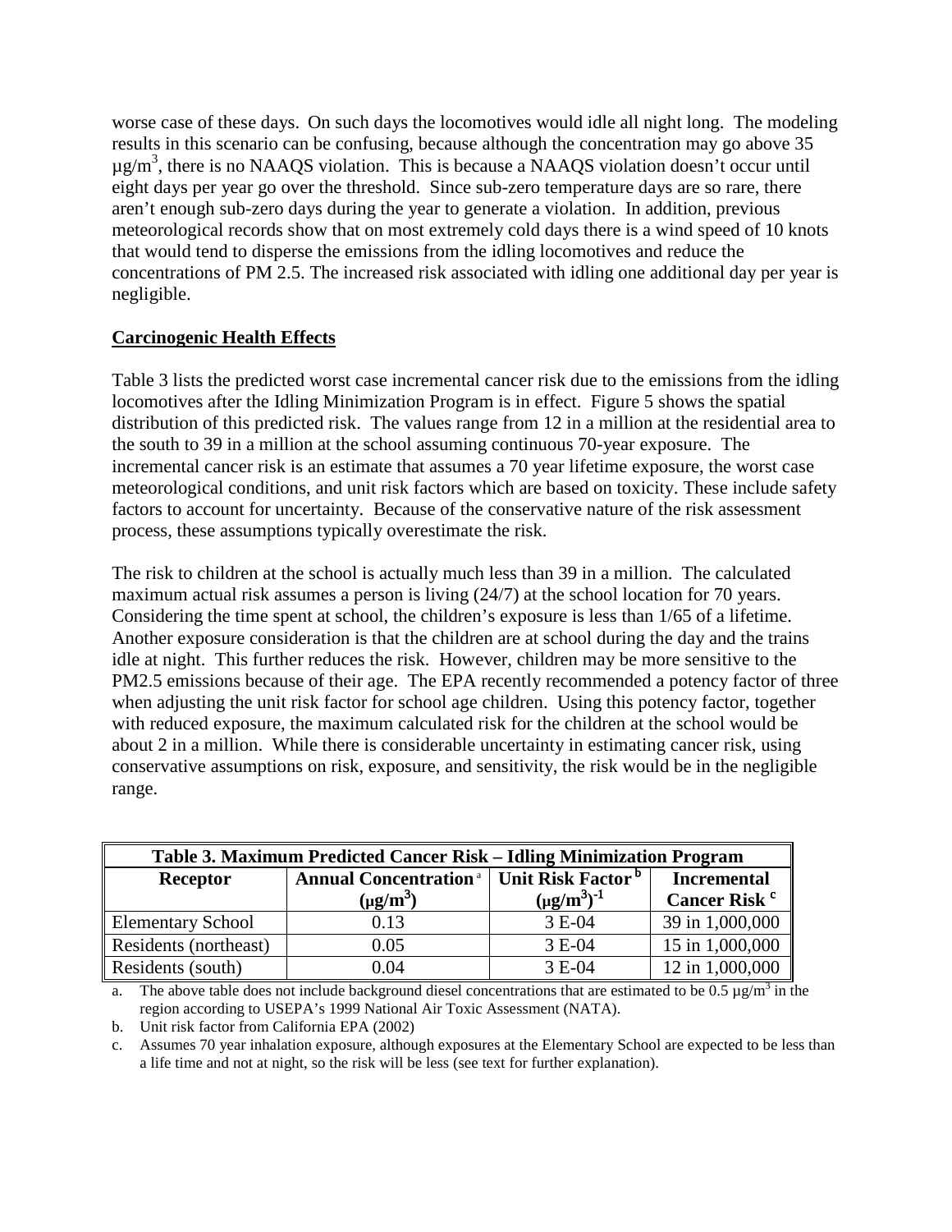worse case of these days. On such days the locomotives would idle all night long. The modeling results in this scenario can be confusing, because although the concentration may go above 35 $\mu g/m^3$, there is no NAAQS violation. This is because a NAAQS violation doesn't occur until eight days per year go over the threshold. Since sub-zero temperature days are so rare, there aren't enough sub-zero days during the year to generate a violation. In addition, previous meteorological records show that on most extremely cold days there is a wind speed of 10 knots that would tend to disperse the emissions from the idling locomotives and reduce the concentrations of PM 2.5. The increased risk associated with idling one additional day per year is negligible.

## Carcinogenic Health Effects

Table 3 lists the predicted worst case incremental cancer risk due to the emissions from the idling locomotives after the Idling Minimization Program is in effect. Figure 5 shows the spatial distribution of this predicted risk. The values range from 12 in a million at the residential area to the south to 39 in a million at the school assuming continuous 70-year exposure. The incremental cancer risk is an estimate that assumes a 70 year lifetime exposure, the worst case meteorological conditions, and unit risk factors which are based on toxicity. These include safety factors to account for uncertainty. Because of the conservative nature of the risk assessment process, these assumptions typically overestimate the risk.

The risk to children at the school is actually much less than 39 in a million. The calculated maximum actual risk assumes a person is living (24/7) at the school location for 70 years. Considering the time spent at school, the children's exposure is less than 1/65 of a lifetime. Another exposure consideration is that the children are at school during the day and the trains idle at night. This further reduces the risk. However, children may be more sensitive to the PM2.5 emissions because of their age. The EPA recently recommended a potency factor of three when adjusting the unit risk factor for school age children. Using this potency factor, together with reduced exposure, the maximum calculated risk for the children at the school would be about 2 in a million. While there is considerable uncertainty in estimating cancer risk, using conservative assumptions on risk, exposure, and sensitivity, the risk would be in the negligible range.

**Table 3. Maximum Predicted Cancer Risk – Idling Minimization Program**

| Receptor | Annual Concentration [a] ($\mu g/m^3$) | Unit Risk Factor [b] $(\mu g/m^3)^{-1}$ | Incremental Cancer Risk [c] |
|---|---|---|---|
| Elementary School | 0.13 | 3 E-04 | 39 in 1,000,000 |
| Residents (northeast) | 0.05 | 3 E-04 | 15 in 1,000,000 |
| Residents (south) | 0.04 | 3 E-04 | 12 in 1,000,000 |

a. The above table does not include background diesel concentrations that are estimated to be 0.5 $\mu g/m^3$ in the region according to USEPA's 1999 National Air Toxic Assessment (NATA).

b. Unit risk factor from California EPA (2002)

c. Assumes 70 year inhalation exposure, although exposures at the Elementary School are expected to be less than a life time and not at night, so the risk will be less (see text for further explanation).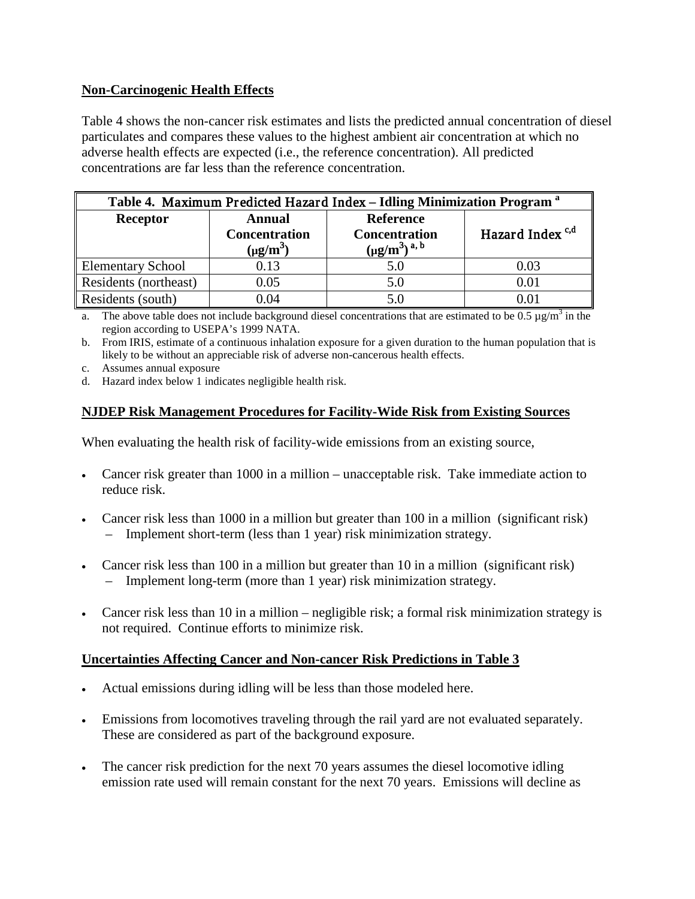## Non-Carcinogenic Health Effects

Table 4 shows the non-cancer risk estimates and lists the predicted annual concentration of diesel particulates and compares these values to the highest ambient air concentration at which no adverse health effects are expected (i.e., the reference concentration). All predicted concentrations are far less than the reference concentration.

| Table 4. Maximum Predicted Hazard Index – Idling Minimization Program [a] | | | |
|---|---|---|---|
| **Receptor** | **Annual Concentration ($\mu g/m^3$)** | **Reference Concentration ($\mu g/m^3$) [a, b]** | **Hazard Index [c,d]** |
| Elementary School | 0.13 | 5.0 | 0.03 |
| Residents (northeast) | 0.05 | 5.0 | 0.01 |
| Residents (south) | 0.04 | 5.0 | 0.01 |

a. The above table does not include background diesel concentrations that are estimated to be 0.5 $\mu g/m^3$ in the region according to USEPA's 1999 NATA.

b. From IRIS, estimate of a continuous inhalation exposure for a given duration to the human population that is likely to be without an appreciable risk of adverse non-cancerous health effects.

c. Assumes annual exposure

d. Hazard index below 1 indicates negligible health risk.

## NJDEP Risk Management Procedures for Facility-Wide Risk from Existing Sources

When evaluating the health risk of facility-wide emissions from an existing source,

- Cancer risk greater than 1000 in a million – unacceptable risk. Take immediate action to reduce risk.
- Cancer risk less than 1000 in a million but greater than 100 in a million (significant risk)
  - Implement short-term (less than 1 year) risk minimization strategy.
- Cancer risk less than 100 in a million but greater than 10 in a million (significant risk)
  - Implement long-term (more than 1 year) risk minimization strategy.
- Cancer risk less than 10 in a million – negligible risk; a formal risk minimization strategy is not required. Continue efforts to minimize risk.

## Uncertainties Affecting Cancer and Non-cancer Risk Predictions in Table 3

- Actual emissions during idling will be less than those modeled here.
- Emissions from locomotives traveling through the rail yard are not evaluated separately. These are considered as part of the background exposure.
- The cancer risk prediction for the next 70 years assumes the diesel locomotive idling emission rate used will remain constant for the next 70 years. Emissions will decline as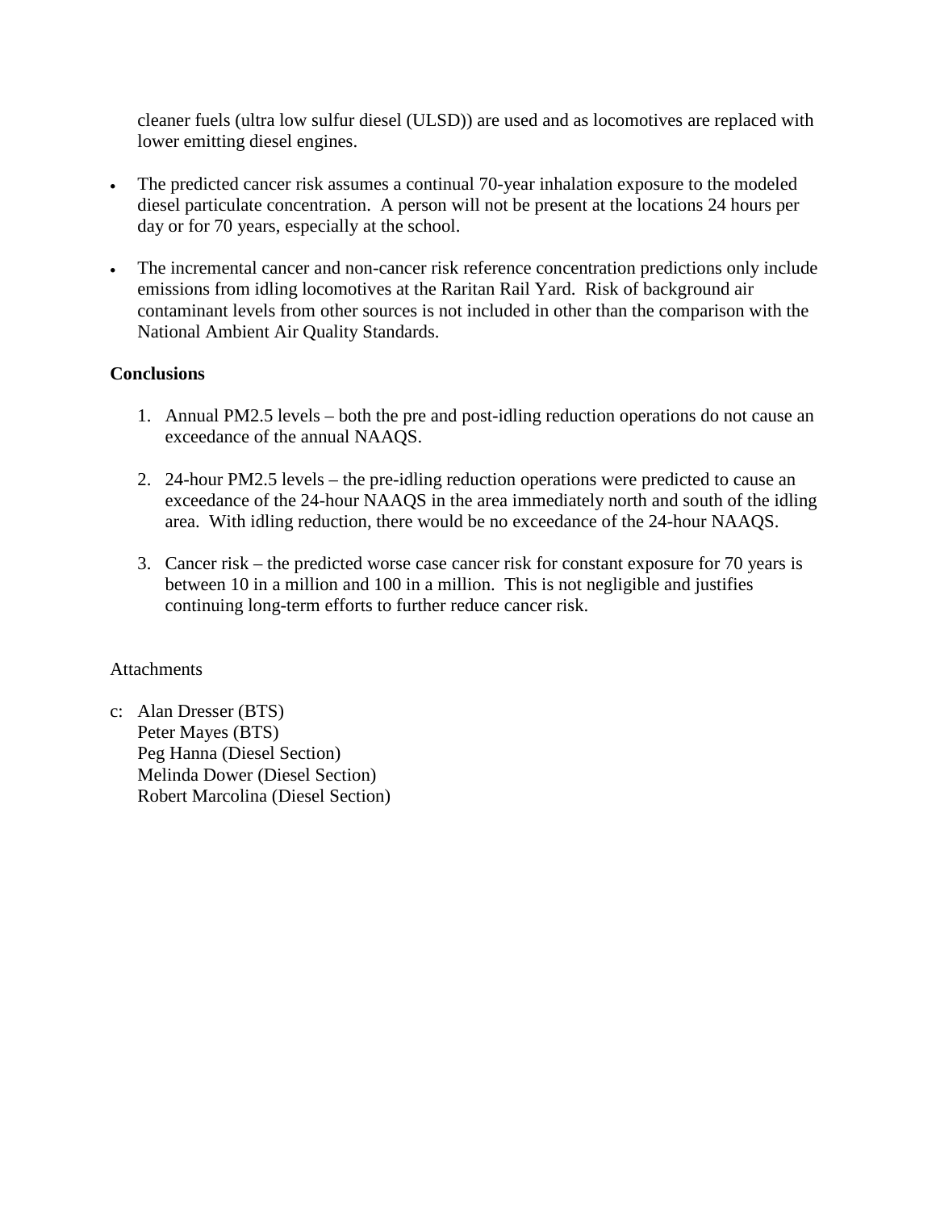cleaner fuels (ultra low sulfur diesel (ULSD)) are used and as locomotives are replaced with lower emitting diesel engines.

- The predicted cancer risk assumes a continual 70-year inhalation exposure to the modeled diesel particulate concentration. A person will not be present at the locations 24 hours per day or for 70 years, especially at the school.

- The incremental cancer and non-cancer risk reference concentration predictions only include emissions from idling locomotives at the Raritan Rail Yard. Risk of background air contaminant levels from other sources is not included in other than the comparison with the National Ambient Air Quality Standards.

**Conclusions**

1. Annual PM2.5 levels – both the pre and post-idling reduction operations do not cause an exceedance of the annual NAAQS.

2. 24-hour PM2.5 levels – the pre-idling reduction operations were predicted to cause an exceedance of the 24-hour NAAQS in the area immediately north and south of the idling area. With idling reduction, there would be no exceedance of the 24-hour NAAQS.

3. Cancer risk – the predicted worse case cancer risk for constant exposure for 70 years is between 10 in a million and 100 in a million. This is not negligible and justifies continuing long-term efforts to further reduce cancer risk.

Attachments

c: Alan Dresser (BTS)
Peter Mayes (BTS)
Peg Hanna (Diesel Section)
Melinda Dower (Diesel Section)
Robert Marcolina (Diesel Section)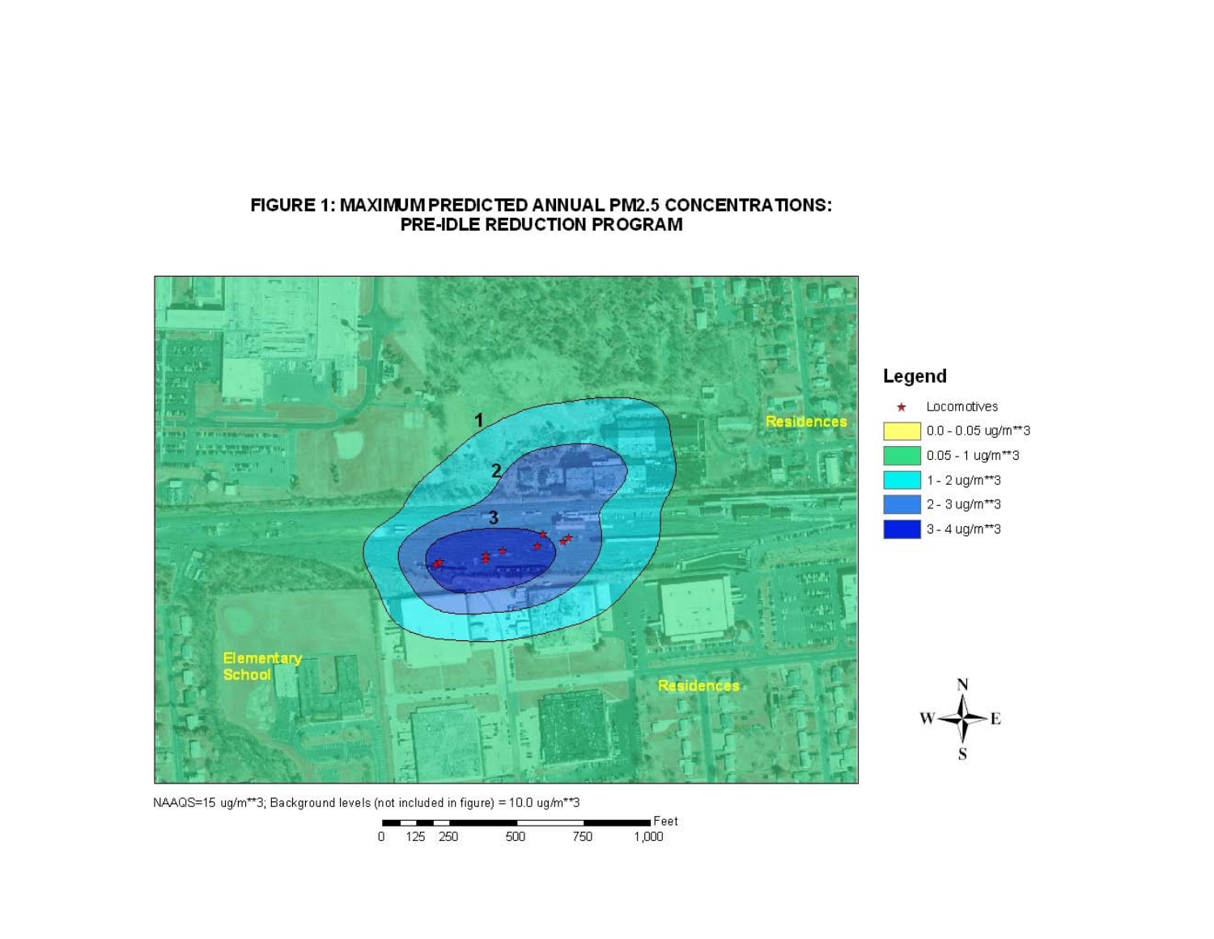**FIGURE 1: MAXIMUM PREDICTED ANNUAL PM2.5 CONCENTRATIONS: PRE-IDLE REDUCTION PROGRAM**

NAAQS=15 ug/m**3; Background levels (not included in figure) = 10.0 ug/m**3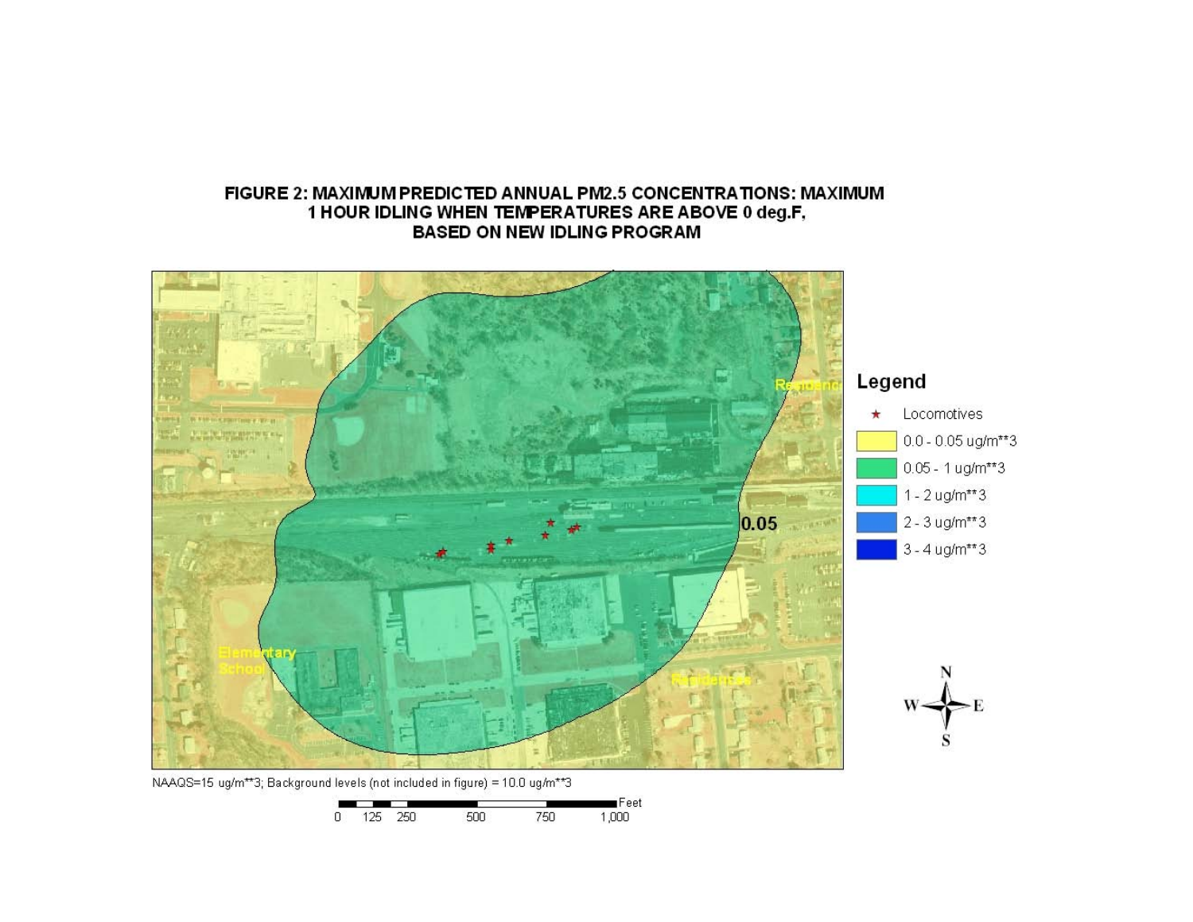FIGURE 2: MAXIMUM PREDICTED ANNUAL PM2.5 CONCENTRATIONS: MAXIMUM 1 HOUR IDLING WHEN TEMPERATURES ARE ABOVE 0 deg.F, BASED ON NEW IDLING PROGRAM

NAAQS=15 ug/m**3; Background levels (not included in figure) = 10.0 ug/m**3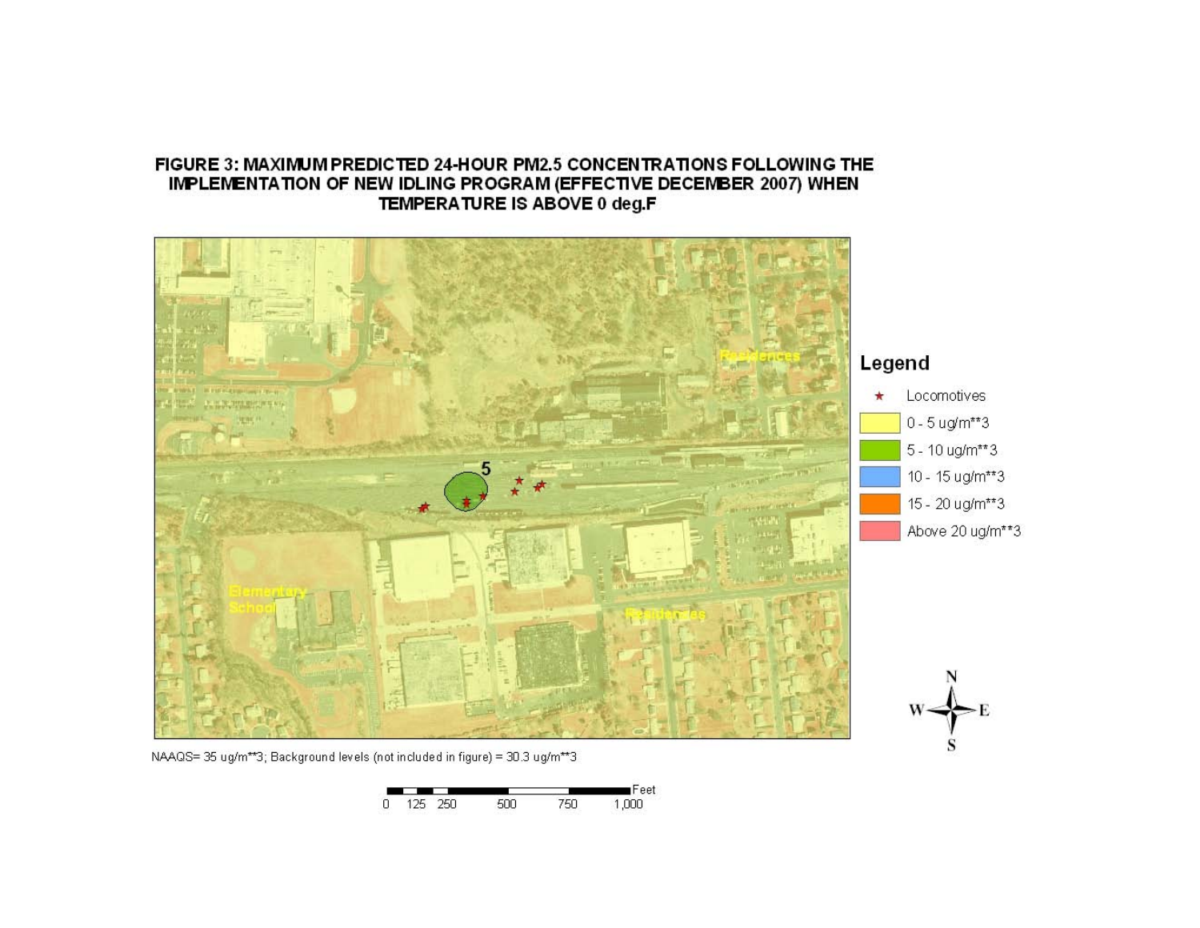# FIGURE 3: MAXIMUM PREDICTED 24-HOUR PM2.5 CONCENTRATIONS FOLLOWING THE IMPLEMENTATION OF NEW IDLING PROGRAM (EFFECTIVE DECEMBER 2007) WHEN TEMPERATURE IS ABOVE 0 deg.F

Legend

- Locomotives
- 0 - 5 ug/m**3
- 5 - 10 ug/m**3
- 10 - 15 ug/m**3
- 15 - 20 ug/m**3
- Above 20 ug/m**3

NAAQS= 35 ug/m**3; Background levels (not included in figure) = 30.3 ug/m**3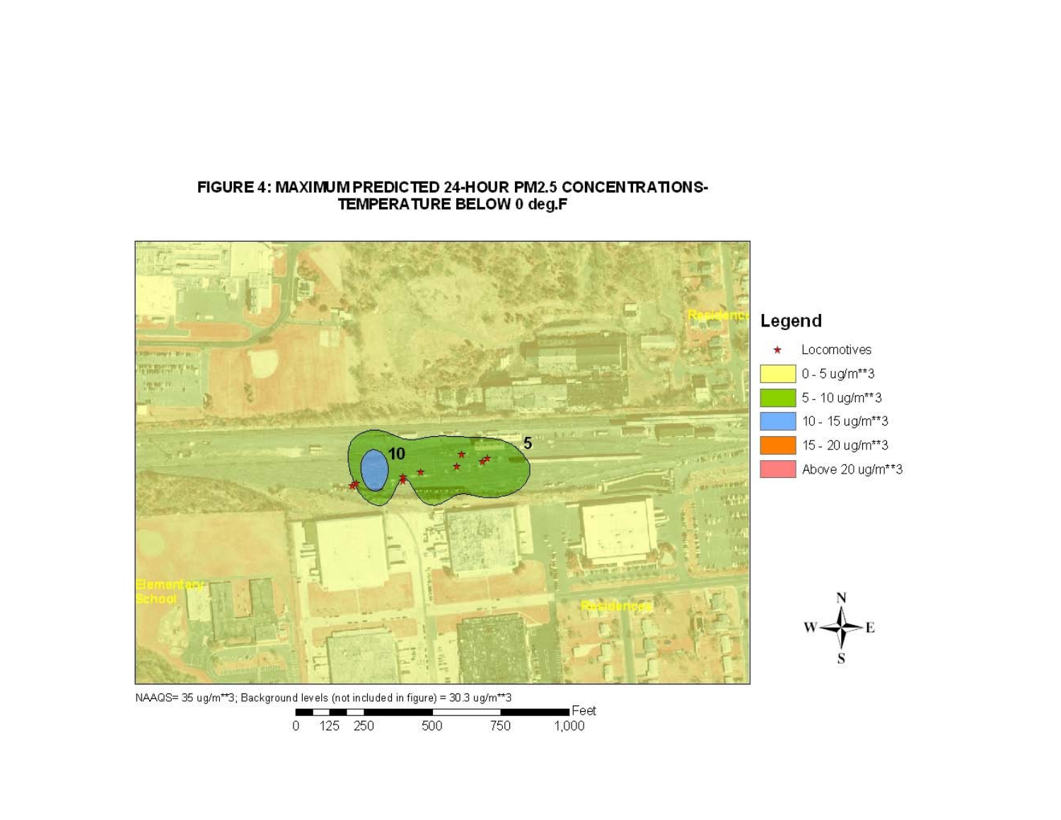# FIGURE 4: MAXIMUM PREDICTED 24-HOUR PM2.5 CONCENTRATIONS-TEMPERATURE BELOW 0 deg.F

NAAQS= 35 ug/m**3; Background levels (not included in figure) = 30.3 ug/m**3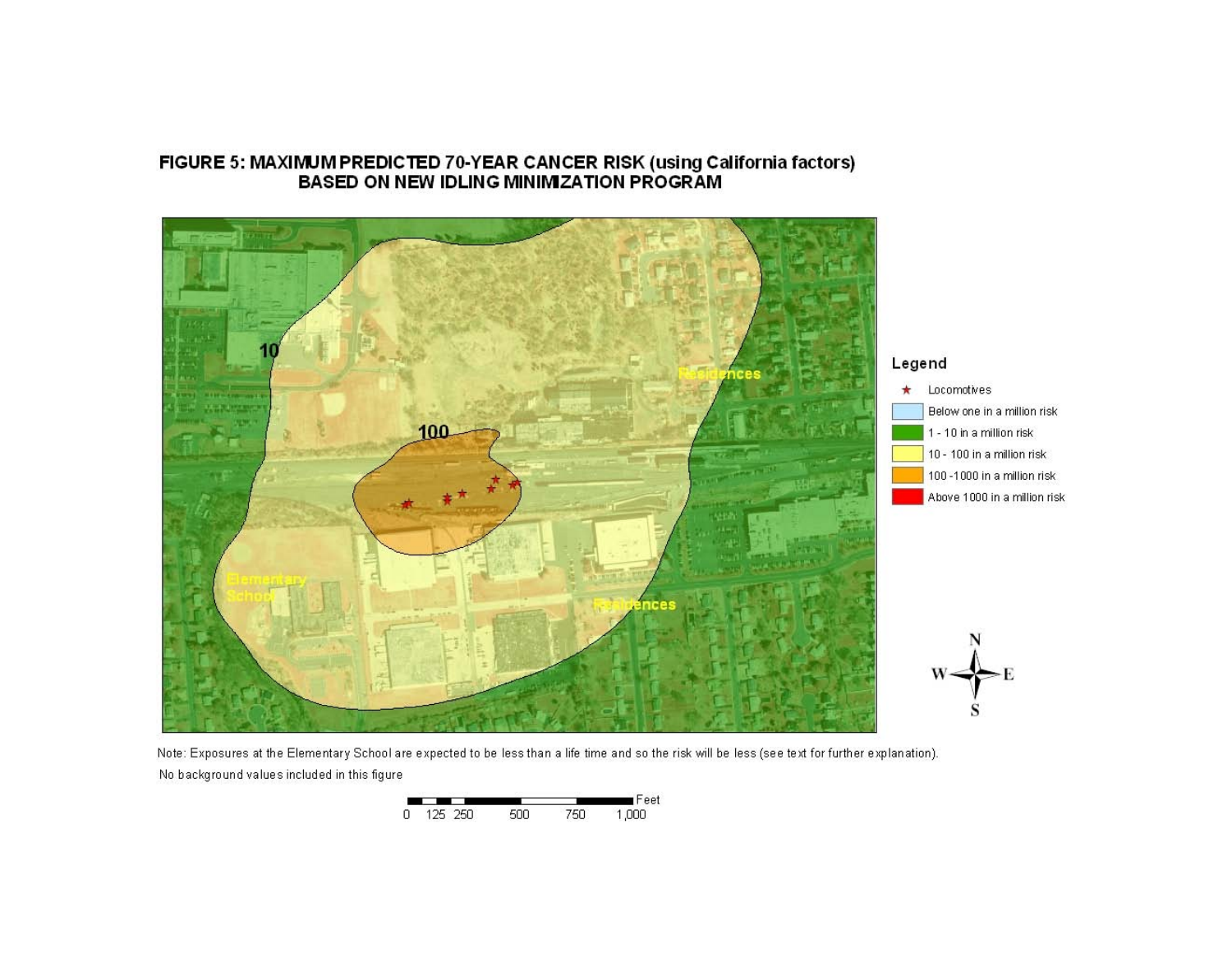# FIGURE 5: MAXIMUM PREDICTED 70-YEAR CANCER RISK (using California factors) BASED ON NEW IDLING MINIMIZATION PROGRAM

10

100

Residences

Elementary School

Residences

Legend

Locomotives

Below one in a million risk

1 - 10 in a million risk

10 - 100 in a million risk

100 -1000 in a million risk

Above 1000 in a million risk

N

W

E

S

Note: Exposures at the Elementary School are expected to be less than a life time and so the risk will be less (see text for further explanation).

No background values included in this figure

0 125 250 500 750 1,000 Feet